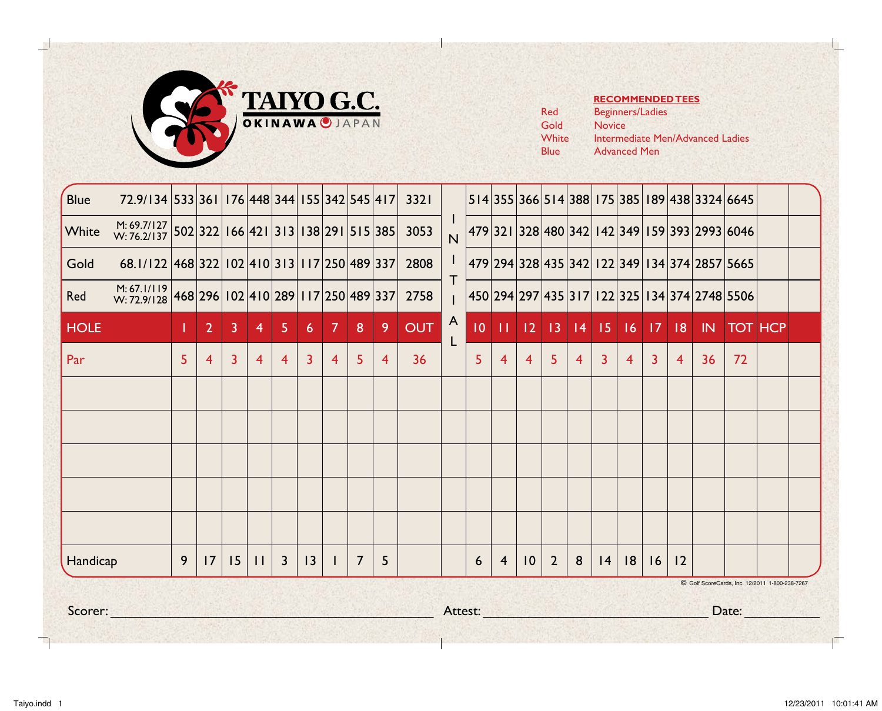# TAIYO G.C.

OKINAWA JAPAN

**RECOMMENDED TEES**

| | |
|---|---|
| Red | Beginners/Ladies |
| Gold | Novice |
| White | Intermediate Men/Advanced Ladies |
| Blue | Advanced Men |

| | Rating | 1 | 2 | 3 | 4 | 5 | 6 | 7 | 8 | 9 | OUT | INITIAL | 10 | 11 | 12 | 13 | 14 | 15 | 16 | 17 | 18 | IN | TOT | HCP | |
|---|---|---|---|---|---|---|---|---|---|---|---|---|---|---|---|---|---|---|---|---|---|---|---|---|---|
| Blue | 72.9/134 | 533 | 361 | 176 | 448 | 344 | 155 | 342 | 545 | 417 | 3321 | | 514 | 355 | 366 | 514 | 388 | 175 | 385 | 189 | 438 | 3324 | 6645 | | |
| White | M: 69.7/127 W: 76.2/137 | 502 | 322 | 166 | 421 | 313 | 138 | 291 | 515 | 385 | 3053 | | 479 | 321 | 328 | 480 | 342 | 142 | 349 | 159 | 393 | 2993 | 6046 | | |
| Gold | 68.1/122 | 468 | 322 | 102 | 410 | 313 | 117 | 250 | 489 | 337 | 2808 | | 479 | 294 | 328 | 435 | 342 | 122 | 349 | 134 | 374 | 2857 | 5665 | | |
| Red | M: 67.1/119 W: 72.9/128 | 468 | 296 | 102 | 410 | 289 | 117 | 250 | 489 | 337 | 2758 | | 450 | 294 | 297 | 435 | 317 | 122 | 325 | 134 | 374 | 2748 | 5506 | | |
| HOLE | | 1 | 2 | 3 | 4 | 5 | 6 | 7 | 8 | 9 | OUT | | 10 | 11 | 12 | 13 | 14 | 15 | 16 | 17 | 18 | IN | TOT | HCP | |
| Par | | 5 | 4 | 3 | 4 | 4 | 3 | 4 | 5 | 4 | 36 | | 5 | 4 | 4 | 5 | 4 | 3 | 4 | 3 | 4 | 36 | 72 | | |
| | | | | | | | | | | | | | | | | | | | | | | | | | |
| | | | | | | | | | | | | | | | | | | | | | | | | | |
| | | | | | | | | | | | | | | | | | | | | | | | | | |
| | | | | | | | | | | | | | | | | | | | | | | | | | |
| | | | | | | | | | | | | | | | | | | | | | | | | | |
| Handicap | | 9 | 17 | 15 | 11 | 3 | 13 | 1 | 7 | 5 | | | 6 | 4 | 10 | 2 | 8 | 14 | 18 | 16 | 12 | | | | |

© Golf ScoreCards, Inc. 12/2011 1-800-238-7267

Scorer: ______________________ Attest: ______________________ Date: __________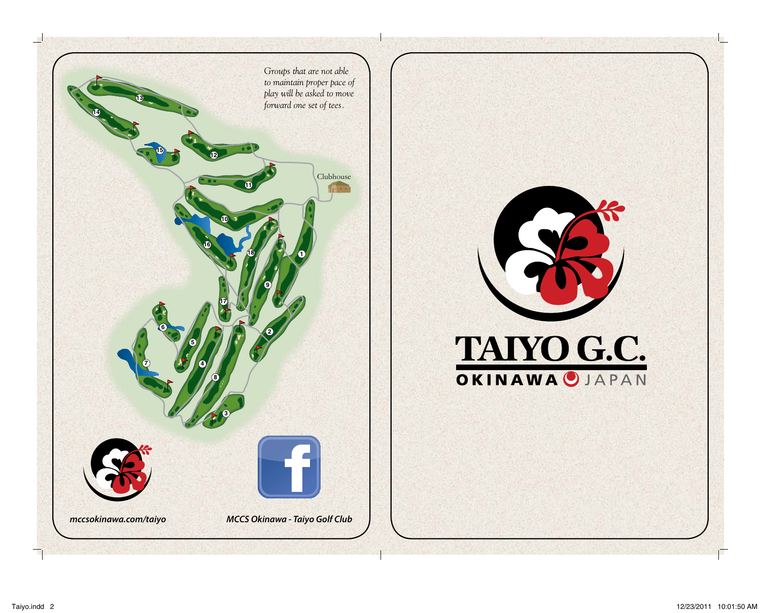*Groups that are not able to maintain proper pace of play will be asked to move forward one set of tees.*

Clubhouse

13
14
15
12
11
10
16
18
1
9
17
6
5
2
7
4
8
3

***mccsokinawa.com/taiyo***

***MCCS Okinawa - Taiyo Golf Club***

# TAIYO G.C.

**OKINAWA** JAPAN